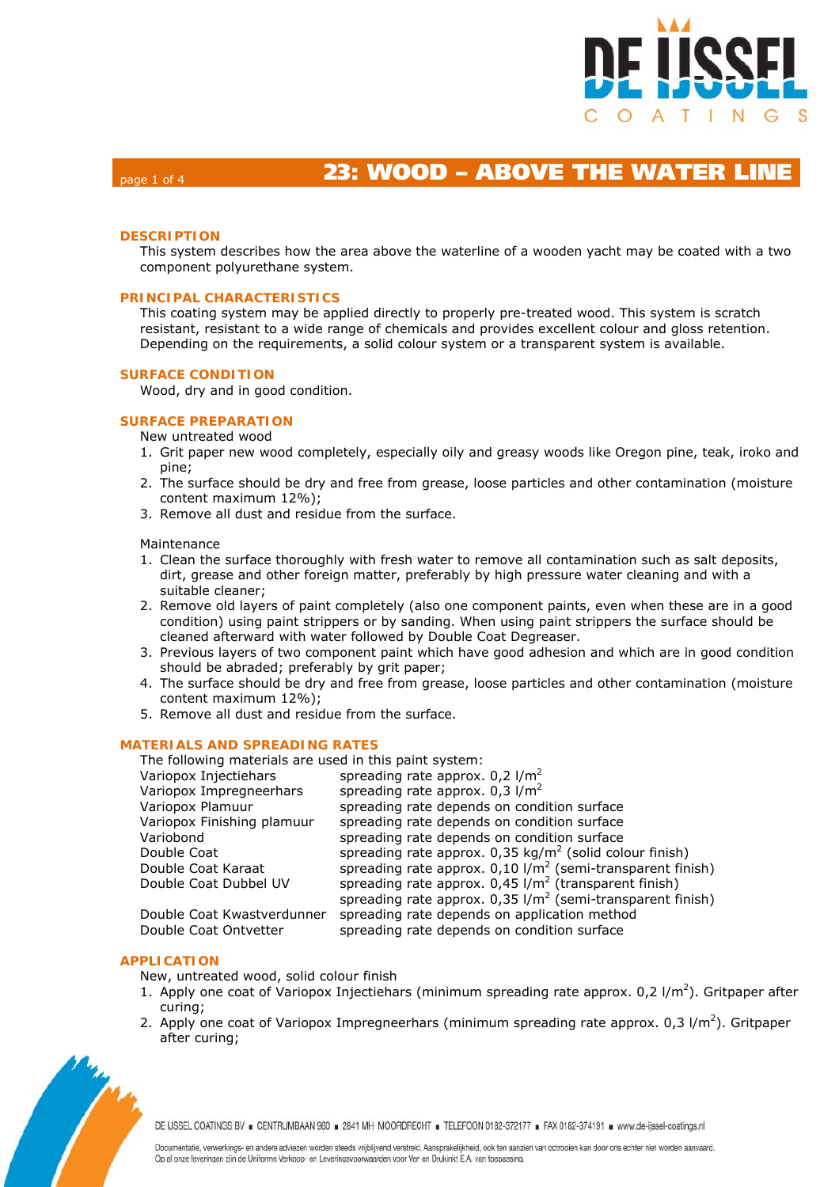# 23: WOOD – ABOVE THE WATER LINE

## DESCRIPTION

This system describes how the area above the waterline of a wooden yacht may be coated with a two component polyurethane system.

## PRINCIPAL CHARACTERISTICS

This coating system may be applied directly to properly pre-treated wood. This system is scratch resistant, resistant to a wide range of chemicals and provides excellent colour and gloss retention. Depending on the requirements, a solid colour system or a transparent system is available.

## SURFACE CONDITION

Wood, dry and in good condition.

## SURFACE PREPARATION

New untreated wood

1. Grit paper new wood completely, especially oily and greasy woods like Oregon pine, teak, iroko and pine;
2. The surface should be dry and free from grease, loose particles and other contamination (moisture content maximum 12%);
3. Remove all dust and residue from the surface.

Maintenance

1. Clean the surface thoroughly with fresh water to remove all contamination such as salt deposits, dirt, grease and other foreign matter, preferably by high pressure water cleaning and with a suitable cleaner;
2. Remove old layers of paint completely (also one component paints, even when these are in a good condition) using paint strippers or by sanding. When using paint strippers the surface should be cleaned afterward with water followed by Double Coat Degreaser.
3. Previous layers of two component paint which have good adhesion and which are in good condition should be abraded; preferably by grit paper;
4. The surface should be dry and free from grease, loose particles and other contamination (moisture content maximum 12%);
5. Remove all dust and residue from the surface.

## MATERIALS AND SPREADING RATES

The following materials are used in this paint system:

| | |
|---|---|
| Variopox Injectiehars | spreading rate approx. 0,2 l/m$^2$ |
| Variopox Impregneerhars | spreading rate approx. 0,3 l/m$^2$ |
| Variopox Plamuur | spreading rate depends on condition surface |
| Variopox Finishing plamuur | spreading rate depends on condition surface |
| Variobond | spreading rate depends on condition surface |
| Double Coat | spreading rate approx. 0,35 kg/m$^2$ (solid colour finish) |
| Double Coat Karaat | spreading rate approx. 0,10 l/m$^2$ (semi-transparent finish) |
| Double Coat Dubbel UV | spreading rate approx. 0,45 l/m$^2$ (transparent finish)<br>spreading rate approx. 0,35 l/m$^2$ (semi-transparent finish) |
| Double Coat Kwastverdunner | spreading rate depends on application method |
| Double Coat Ontvetter | spreading rate depends on condition surface |

## APPLICATION

New, untreated wood, solid colour finish

1. Apply one coat of Variopox Injectiehars (minimum spreading rate approx. 0,2 l/m$^2$). Gritpaper after curing;
2. Apply one coat of Variopox Impregneerhars (minimum spreading rate approx. 0,3 l/m$^2$). Gritpaper after curing;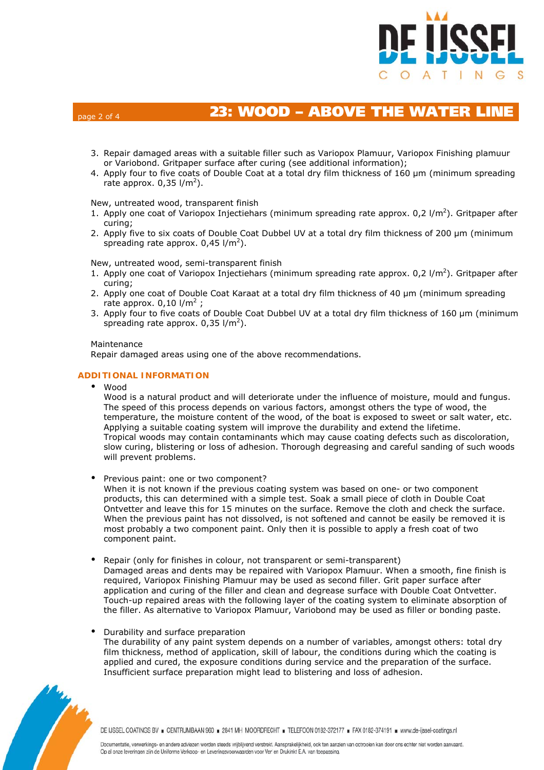3. Repair damaged areas with a suitable filler such as Variopox Plamuur, Variopox Finishing plamuur or Variobond. Gritpaper surface after curing (see additional information);
4. Apply four to five coats of Double Coat at a total dry film thickness of 160 µm (minimum spreading rate approx. 0,35 $l/m^2$).

New, untreated wood, transparent finish

1. Apply one coat of Variopox Injectiehars (minimum spreading rate approx. 0,2 $l/m^2$). Gritpaper after curing;
2. Apply five to six coats of Double Coat Dubbel UV at a total dry film thickness of 200 µm (minimum spreading rate approx. 0,45 $l/m^2$).

New, untreated wood, semi-transparent finish

1. Apply one coat of Variopox Injectiehars (minimum spreading rate approx. 0,2 $l/m^2$). Gritpaper after curing;
2. Apply one coat of Double Coat Karaat at a total dry film thickness of 40 µm (minimum spreading rate approx. 0,10 $l/m^2$ ;
3. Apply four to five coats of Double Coat Dubbel UV at a total dry film thickness of 160 µm (minimum spreading rate approx. 0,35 $l/m^2$).

Maintenance

Repair damaged areas using one of the above recommendations.

## ADDITIONAL INFORMATION

- Wood
  Wood is a natural product and will deteriorate under the influence of moisture, mould and fungus. The speed of this process depends on various factors, amongst others the type of wood, the temperature, the moisture content of the wood, of the boat is exposed to sweet or salt water, etc. Applying a suitable coating system will improve the durability and extend the lifetime.
  Tropical woods may contain contaminants which may cause coating defects such as discoloration, slow curing, blistering or loss of adhesion. Thorough degreasing and careful sanding of such woods will prevent problems.

- Previous paint: one or two component?
  When it is not known if the previous coating system was based on one- or two component products, this can determined with a simple test. Soak a small piece of cloth in Double Coat Ontvetter and leave this for 15 minutes on the surface. Remove the cloth and check the surface. When the previous paint has not dissolved, is not softened and cannot be easily be removed it is most probably a two component paint. Only then it is possible to apply a fresh coat of two component paint.

- Repair (only for finishes in colour, not transparent or semi-transparent)
  Damaged areas and dents may be repaired with Variopox Plamuur. When a smooth, fine finish is required, Variopox Finishing Plamuur may be used as second filler. Grit paper surface after application and curing of the filler and clean and degrease surface with Double Coat Ontvetter. Touch-up repaired areas with the following layer of the coating system to eliminate absorption of the filler. As alternative to Variopox Plamuur, Variobond may be used as filler or bonding paste.

- Durability and surface preparation
  The durability of any paint system depends on a number of variables, amongst others: total dry film thickness, method of application, skill of labour, the conditions during which the coating is applied and cured, the exposure conditions during service and the preparation of the surface. Insufficient surface preparation might lead to blistering and loss of adhesion.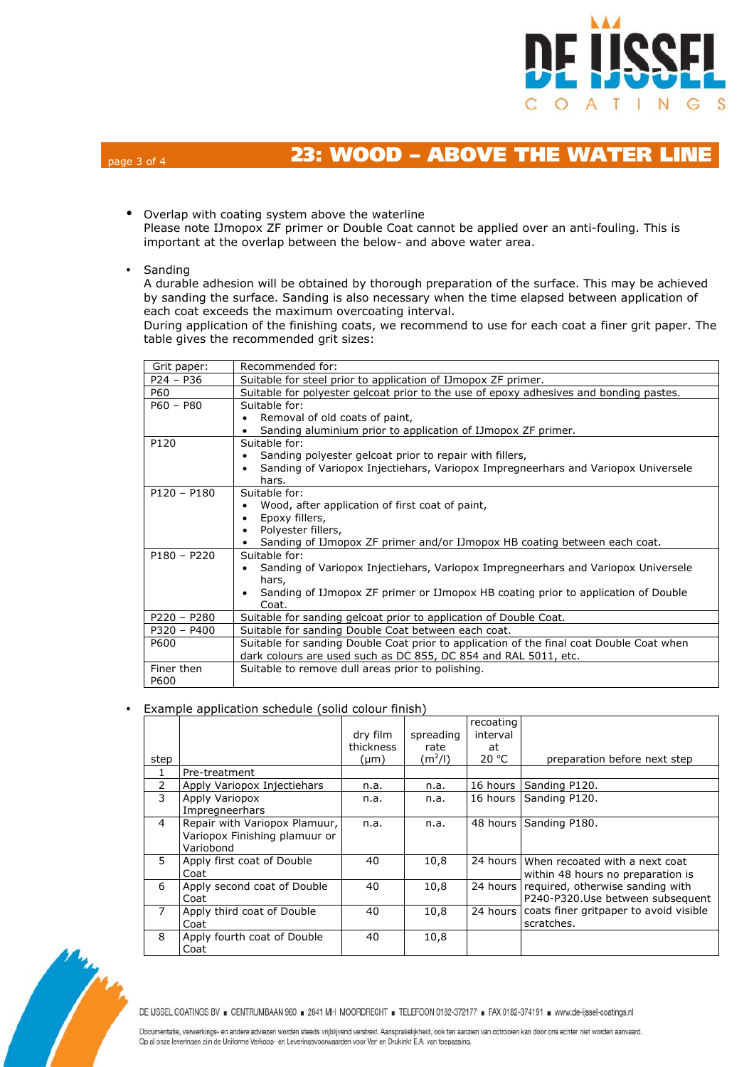- Overlap with coating system above the waterline
  Please note IJmopox ZF primer or Double Coat cannot be applied over an anti-fouling. This is important at the overlap between the below- and above water area.

- Sanding
  A durable adhesion will be obtained by thorough preparation of the surface. This may be achieved by sanding the surface. Sanding is also necessary when the time elapsed between application of each coat exceeds the maximum overcoating interval.
  During application of the finishing coats, we recommend to use for each coat a finer grit paper. The table gives the recommended grit sizes:

| Grit paper: | Recommended for: |
|---|---|
| P24 – P36 | Suitable for steel prior to application of IJmopox ZF primer. |
| P60 | Suitable for polyester gelcoat prior to the use of epoxy adhesives and bonding pastes. |
| P60 – P80 | Suitable for:<br>• Removal of old coats of paint,<br>• Sanding aluminium prior to application of IJmopox ZF primer. |
| P120 | Suitable for:<br>• Sanding polyester gelcoat prior to repair with fillers,<br>• Sanding of Variopox Injectiehars, Variopox Impregneerhars and Variopox Universele hars. |
| P120 – P180 | Suitable for:<br>• Wood, after application of first coat of paint,<br>• Epoxy fillers,<br>• Polyester fillers,<br>• Sanding of IJmopox ZF primer and/or IJmopox HB coating between each coat. |
| P180 – P220 | Suitable for:<br>• Sanding of Variopox Injectiehars, Variopox Impregneerhars and Variopox Universele hars,<br>• Sanding of IJmopox ZF primer or IJmopox HB coating prior to application of Double Coat. |
| P220 – P280 | Suitable for sanding gelcoat prior to application of Double Coat. |
| P320 – P400 | Suitable for sanding Double Coat between each coat. |
| P600 | Suitable for sanding Double Coat prior to application of the final coat Double Coat when dark colours are used such as DC 855, DC 854 and RAL 5011, etc. |
| Finer then P600 | Suitable to remove dull areas prior to polishing. |

- Example application schedule (solid colour finish)

| step | | dry film thickness (µm) | spreading rate ($m^2$/l) | recoating interval at 20 °C | preparation before next step |
|---|---|---|---|---|---|
| 1 | Pre-treatment | | | | |
| 2 | Apply Variopox Injectiehars | n.a. | n.a. | 16 hours | Sanding P120. |
| 3 | Apply Variopox Impregneerhars | n.a. | n.a. | 16 hours | Sanding P120. |
| 4 | Repair with Variopox Plamuur, Variopox Finishing plamuur or Variobond | n.a. | n.a. | 48 hours | Sanding P180. |
| 5 | Apply first coat of Double Coat | 40 | 10,8 | 24 hours | When recoated with a next coat within 48 hours no preparation is required, otherwise sanding with P240-P320.Use between subsequent coats finer gritpaper to avoid visible scratches. |
| 6 | Apply second coat of Double Coat | 40 | 10,8 | 24 hours | |
| 7 | Apply third coat of Double Coat | 40 | 10,8 | 24 hours | |
| 8 | Apply fourth coat of Double Coat | 40 | 10,8 | | |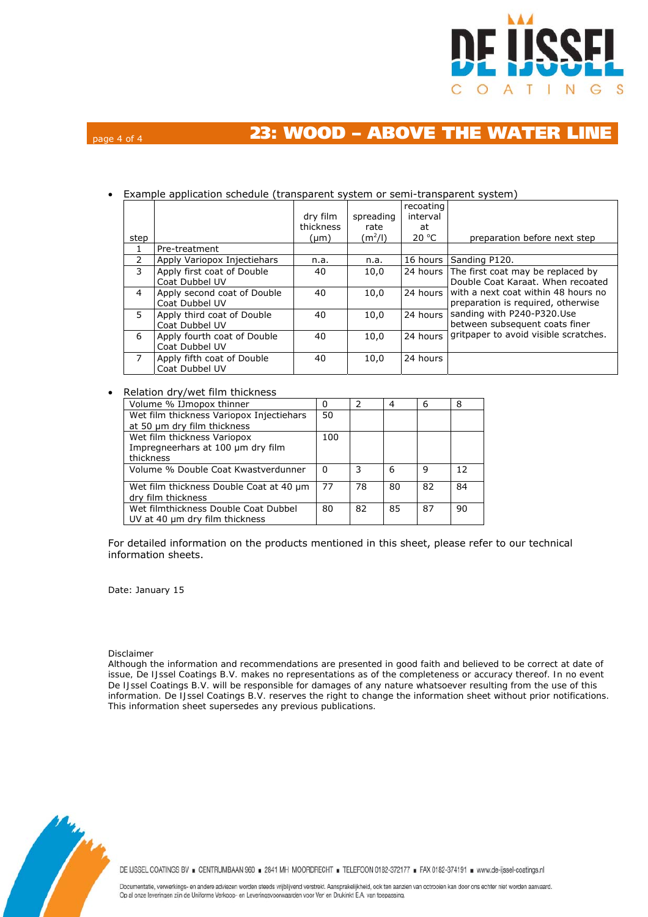# 23: WOOD – ABOVE THE WATER LINE

- Example application schedule (transparent system or semi-transparent system)

| step | | dry film thickness (µm) | spreading rate ($m^2$/l) | recoating interval at 20 °C | preparation before next step |
|---|---|---|---|---|---|
| 1 | Pre-treatment | | | | |
| 2 | Apply Variopox Injectiehars | n.a. | n.a. | 16 hours | Sanding P120. |
| 3 | Apply first coat of Double Coat Dubbel UV | 40 | 10,0 | 24 hours | The first coat may be replaced by Double Coat Karaat. When recoated with a next coat within 48 hours no preparation is required, otherwise sanding with P240-P320.Use between subsequent coats finer gritpaper to avoid visible scratches. |
| 4 | Apply second coat of Double Coat Dubbel UV | 40 | 10,0 | 24 hours | |
| 5 | Apply third coat of Double Coat Dubbel UV | 40 | 10,0 | 24 hours | |
| 6 | Apply fourth coat of Double Coat Dubbel UV | 40 | 10,0 | 24 hours | |
| 7 | Apply fifth coat of Double Coat Dubbel UV | 40 | 10,0 | 24 hours | |

- Relation dry/wet film thickness

| | | | | | |
|---|---|---|---|---|---|
| Volume % IJmopox thinner | 0 | 2 | 4 | 6 | 8 |
| Wet film thickness Variopox Injectiehars at 50 µm dry film thickness | 50 | | | | |
| Wet film thickness Variopox Impregneerhars at 100 µm dry film thickness | 100 | | | | |
| Volume % Double Coat Kwastverdunner | 0 | 3 | 6 | 9 | 12 |
| Wet film thickness Double Coat at 40 µm dry film thickness | 77 | 78 | 80 | 82 | 84 |
| Wet filmthickness Double Coat Dubbel UV at 40 µm dry film thickness | 80 | 82 | 85 | 87 | 90 |

For detailed information on the products mentioned in this sheet, please refer to our technical information sheets.

Date: January 15

Disclaimer
Although the information and recommendations are presented in good faith and believed to be correct at date of issue, De IJssel Coatings B.V. makes no representations as of the completeness or accuracy thereof. In no event De IJssel Coatings B.V. will be responsible for damages of any nature whatsoever resulting from the use of this information. De IJssel Coatings B.V. reserves the right to change the information sheet without prior notifications. This information sheet supersedes any previous publications.